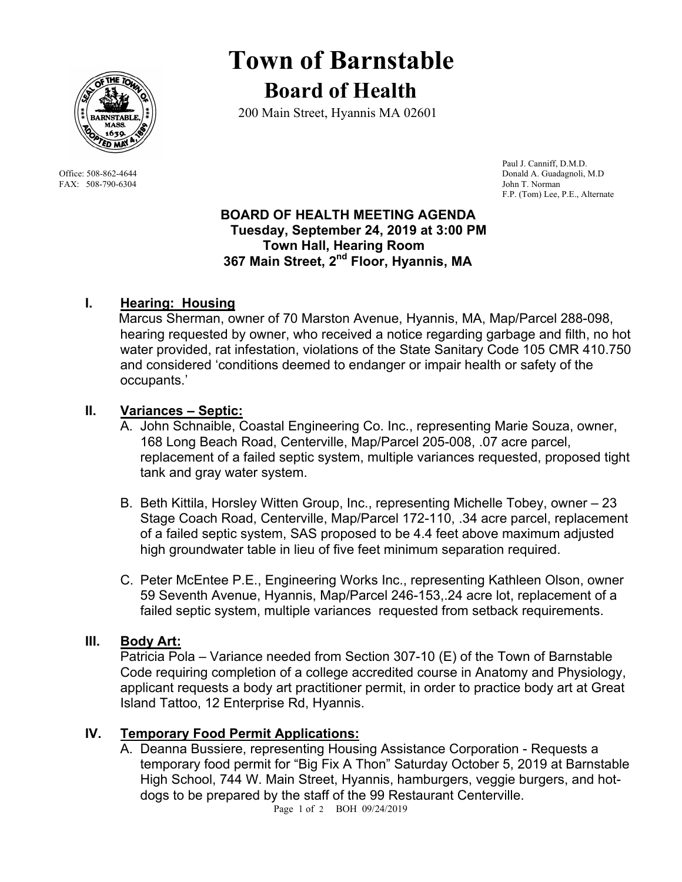# Town of Barnstable

## Board of Health

200 Main Street, Hyannis MA 02601

Office: 508-862-4644
FAX: 508-790-6304

Paul J. Canniff, D.M.D.
Donald A. Guadagnoli, M.D
John T. Norman
F.P. (Tom) Lee, P.E., Alternate

### BOARD OF HEALTH MEETING AGENDA
### Tuesday, September 24, 2019 at 3:00 PM
### Town Hall, Hearing Room
### 367 Main Street, 2nd Floor, Hyannis, MA

## I. Hearing: Housing

Marcus Sherman, owner of 70 Marston Avenue, Hyannis, MA, Map/Parcel 288-098, hearing requested by owner, who received a notice regarding garbage and filth, no hot water provided, rat infestation, violations of the State Sanitary Code 105 CMR 410.750 and considered 'conditions deemed to endanger or impair health or safety of the occupants.'

## II. Variances – Septic:

A. John Schnaible, Coastal Engineering Co. Inc., representing Marie Souza, owner, 168 Long Beach Road, Centerville, Map/Parcel 205-008, .07 acre parcel, replacement of a failed septic system, multiple variances requested, proposed tight tank and gray water system.

B. Beth Kittila, Horsley Witten Group, Inc., representing Michelle Tobey, owner – 23 Stage Coach Road, Centerville, Map/Parcel 172-110, .34 acre parcel, replacement of a failed septic system, SAS proposed to be 4.4 feet above maximum adjusted high groundwater table in lieu of five feet minimum separation required.

C. Peter McEntee P.E., Engineering Works Inc., representing Kathleen Olson, owner 59 Seventh Avenue, Hyannis, Map/Parcel 246-153,.24 acre lot, replacement of a failed septic system, multiple variances requested from setback requirements.

## III. Body Art:

Patricia Pola – Variance needed from Section 307-10 (E) of the Town of Barnstable Code requiring completion of a college accredited course in Anatomy and Physiology, applicant requests a body art practitioner permit, in order to practice body art at Great Island Tattoo, 12 Enterprise Rd, Hyannis.

## IV. Temporary Food Permit Applications:

A. Deanna Bussiere, representing Housing Assistance Corporation - Requests a temporary food permit for "Big Fix A Thon" Saturday October 5, 2019 at Barnstable High School, 744 W. Main Street, Hyannis, hamburgers, veggie burgers, and hot-dogs to be prepared by the staff of the 99 Restaurant Centerville.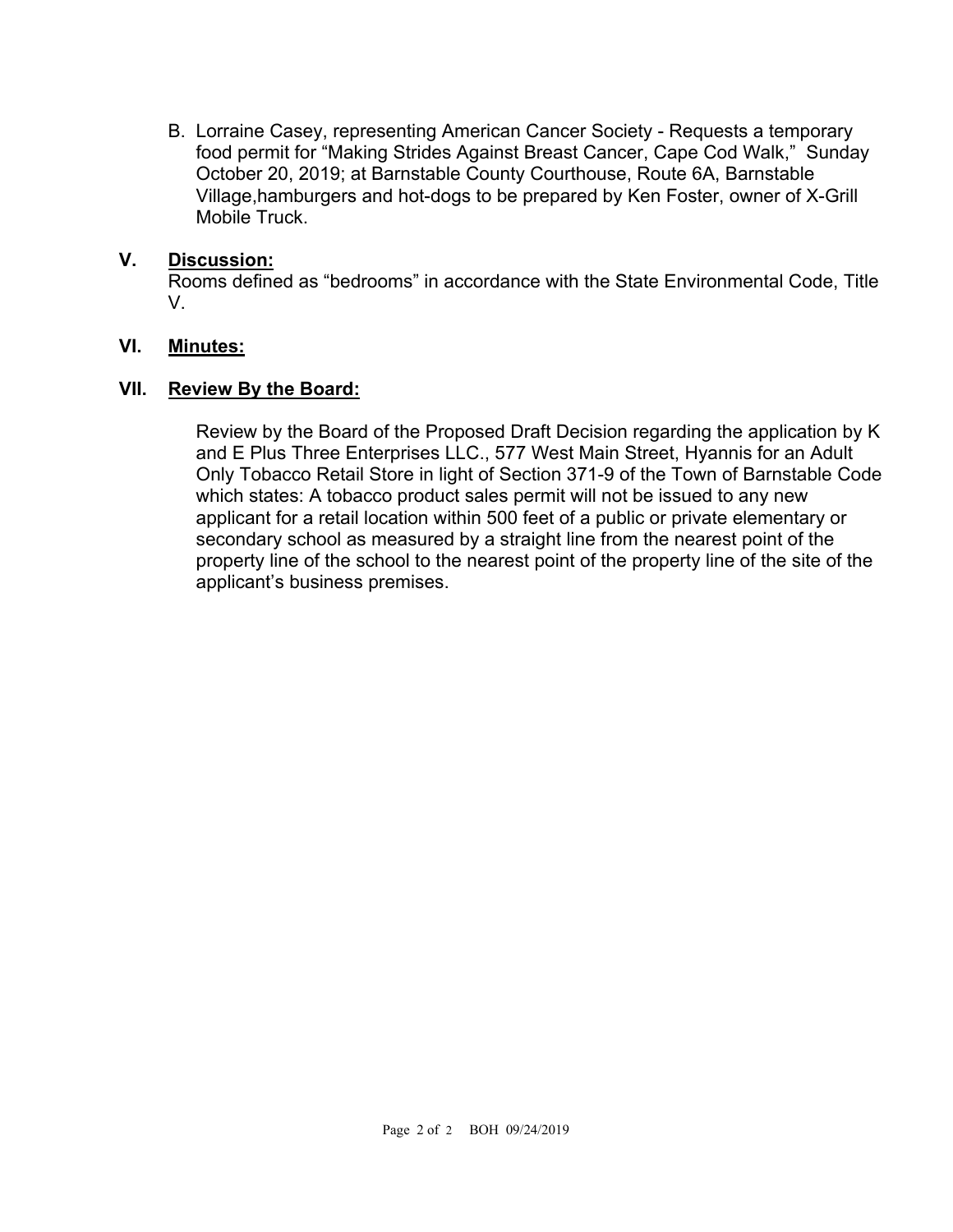B. Lorraine Casey, representing American Cancer Society - Requests a temporary food permit for "Making Strides Against Breast Cancer, Cape Cod Walk," Sunday October 20, 2019; at Barnstable County Courthouse, Route 6A, Barnstable Village,hamburgers and hot-dogs to be prepared by Ken Foster, owner of X-Grill Mobile Truck.

## V. Discussion:

Rooms defined as "bedrooms" in accordance with the State Environmental Code, Title V.

## VI. Minutes:

## VII. Review By the Board:

Review by the Board of the Proposed Draft Decision regarding the application by K and E Plus Three Enterprises LLC., 577 West Main Street, Hyannis for an Adult Only Tobacco Retail Store in light of Section 371-9 of the Town of Barnstable Code which states: A tobacco product sales permit will not be issued to any new applicant for a retail location within 500 feet of a public or private elementary or secondary school as measured by a straight line from the nearest point of the property line of the school to the nearest point of the property line of the site of the applicant's business premises.